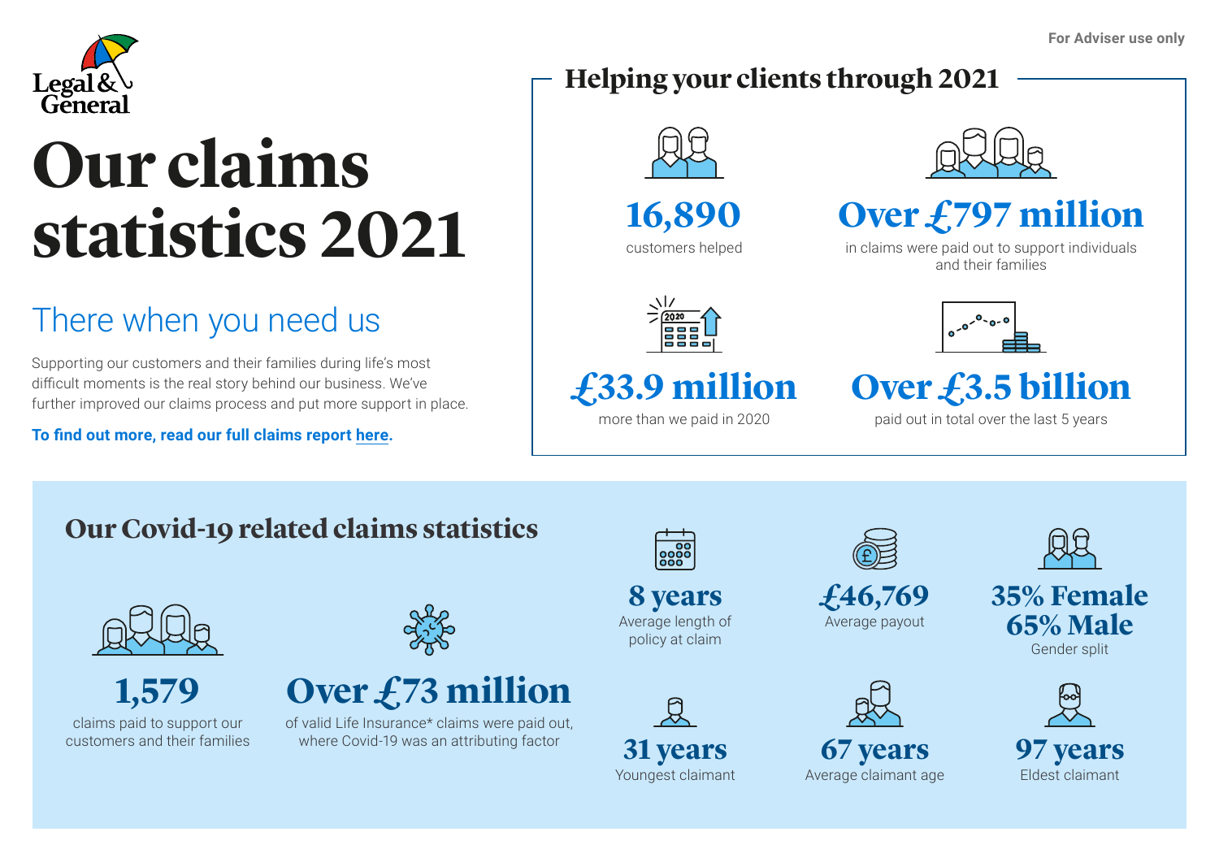For Adviser use only

Legal & General

# Our claims statistics 2021

## There when you need us

Supporting our customers and their families during life's most difficult moments is the real story behind our business. We've further improved our claims process and put more support in place.

**To find out more, read our full claims report here.**

## Helping your clients through 2021

**16,890**
customers helped

**Over £797 million**
in claims were paid out to support individuals and their families

**£33.9 million**
more than we paid in 2020

**Over £3.5 billion**
paid out in total over the last 5 years

## Our Covid-19 related claims statistics

**1,579**
claims paid to support our customers and their families

**Over £73 million**
of valid Life Insurance* claims were paid out, where Covid-19 was an attributing factor

**8 years**
Average length of policy at claim

**£46,769**
Average payout

**35% Female 65% Male**
Gender split

**31 years**
Youngest claimant

**67 years**
Average claimant age

**97 years**
Eldest claimant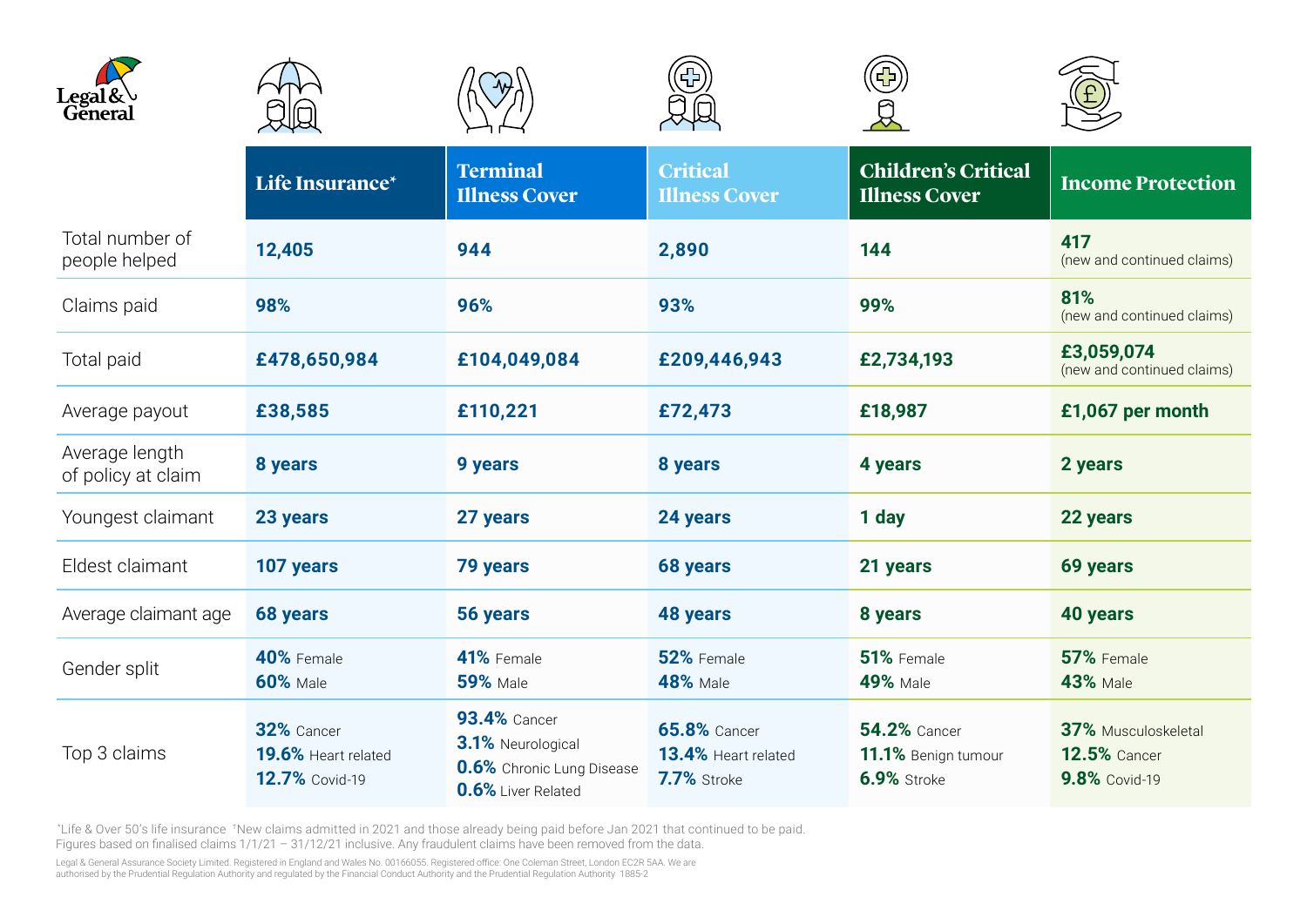Legal & General

| | Life Insurance* | Terminal Illness Cover | Critical Illness Cover | Children's Critical Illness Cover | Income Protection |
|---|---|---|---|---|---|
| Total number of people helped | **12,405** | **944** | **2,890** | **144** | **417** (new and continued claims) |
| Claims paid | **98%** | **96%** | **93%** | **99%** | **81%** (new and continued claims) |
| Total paid | **£478,650,984** | **£104,049,084** | **£209,446,943** | **£2,734,193** | **£3,059,074** (new and continued claims) |
| Average payout | **£38,585** | **£110,221** | **£72,473** | **£18,987** | **£1,067 per month** |
| Average length of policy at claim | **8 years** | **9 years** | **8 years** | **4 years** | **2 years** |
| Youngest claimant | **23 years** | **27 years** | **24 years** | **1 day** | **22 years** |
| Eldest claimant | **107 years** | **79 years** | **68 years** | **21 years** | **69 years** |
| Average claimant age | **68 years** | **56 years** | **48 years** | **8 years** | **40 years** |
| Gender split | **40%** Female<br>**60%** Male | **41%** Female<br>**59%** Male | **52%** Female<br>**48%** Male | **51%** Female<br>**49%** Male | **57%** Female<br>**43%** Male |
| Top 3 claims | **32%** Cancer<br>**19.6%** Heart related<br>**12.7%** Covid-19 | **93.4%** Cancer<br>**3.1%** Neurological<br>**0.6%** Chronic Lung Disease<br>**0.6%** Liver Related | **65.8%** Cancer<br>**13.4%** Heart related<br>**7.7%** Stroke | **54.2%** Cancer<br>**11.1%** Benign tumour<br>**6.9%** Stroke | **37%** Musculoskeletal<br>**12.5%** Cancer<br>**9.8%** Covid-19 |

*Life & Over 50's life insurance †New claims admitted in 2021 and those already being paid before Jan 2021 that continued to be paid. Figures based on finalised claims 1/1/21 – 31/12/21 inclusive. Any fraudulent claims have been removed from the data.

Legal & General Assurance Society Limited. Registered in England and Wales No. 00166055. Registered office: One Coleman Street, London EC2R 5AA. We are authorised by the Prudential Regulation Authority and regulated by the Financial Conduct Authority and the Prudential Regulation Authority 1885-2